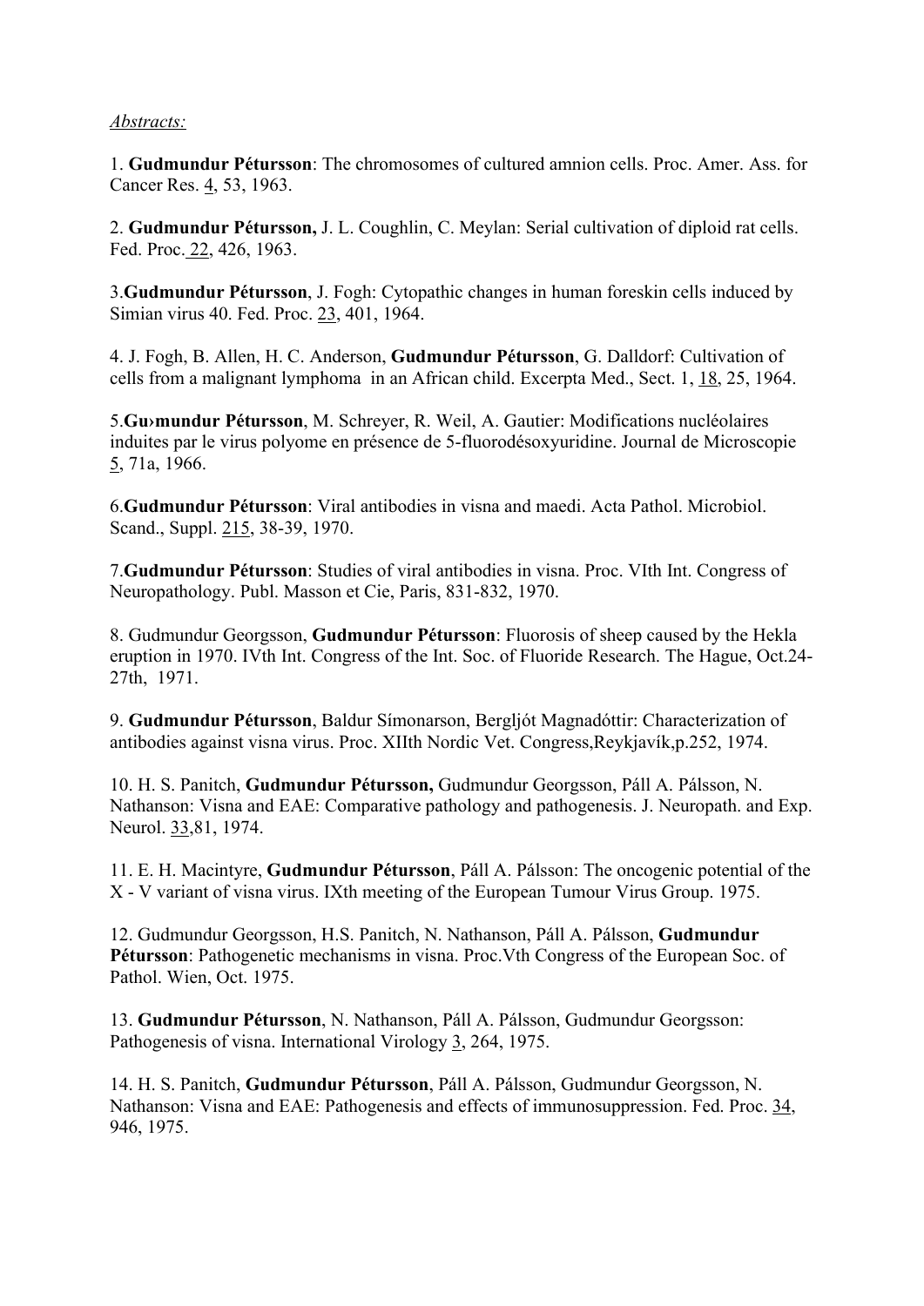*Abstracts:*

1. **Gudmundur Pétursson**: The chromosomes of cultured amnion cells. Proc. Amer. Ass. for Cancer Res. 4, 53, 1963.

2. **Gudmundur Pétursson,** J. L. Coughlin, C. Meylan: Serial cultivation of diploid rat cells. Fed. Proc. 22, 426, 1963.

3. **Gudmundur Pétursson**, J. Fogh: Cytopathic changes in human foreskin cells induced by Simian virus 40. Fed. Proc. 23, 401, 1964.

4. J. Fogh, B. Allen, H. C. Anderson, **Gudmundur Pétursson**, G. Dalldorf: Cultivation of cells from a malignant lymphoma in an African child. Excerpta Med., Sect. 1, 18, 25, 1964.

5. **Gu›mundur Pétursson**, M. Schreyer, R. Weil, A. Gautier: Modifications nucléolaires induites par le virus polyome en présence de 5-fluorodésoxyuridine. Journal de Microscopie 5, 71a, 1966.

6. **Gudmundur Pétursson**: Viral antibodies in visna and maedi. Acta Pathol. Microbiol. Scand., Suppl. 215, 38-39, 1970.

7. **Gudmundur Pétursson**: Studies of viral antibodies in visna. Proc. VIth Int. Congress of Neuropathology. Publ. Masson et Cie, Paris, 831-832, 1970.

8. Gudmundur Georgsson, **Gudmundur Pétursson**: Fluorosis of sheep caused by the Hekla eruption in 1970. IVth Int. Congress of the Int. Soc. of Fluoride Research. The Hague, Oct.24-27th, 1971.

9. **Gudmundur Pétursson**, Baldur Símonarson, Bergljót Magnadóttir: Characterization of antibodies against visna virus. Proc. XIIth Nordic Vet. Congress,Reykjavík,p.252, 1974.

10. H. S. Panitch, **Gudmundur Pétursson,** Gudmundur Georgsson, Páll A. Pálsson, N. Nathanson: Visna and EAE: Comparative pathology and pathogenesis. J. Neuropath. and Exp. Neurol. 33,81, 1974.

11. E. H. Macintyre, **Gudmundur Pétursson**, Páll A. Pálsson: The oncogenic potential of the X - V variant of visna virus. IXth meeting of the European Tumour Virus Group. 1975.

12. Gudmundur Georgsson, H.S. Panitch, N. Nathanson, Páll A. Pálsson, **Gudmundur Pétursson**: Pathogenetic mechanisms in visna. Proc.Vth Congress of the European Soc. of Pathol. Wien, Oct. 1975.

13. **Gudmundur Pétursson**, N. Nathanson, Páll A. Pálsson, Gudmundur Georgsson: Pathogenesis of visna. International Virology 3, 264, 1975.

14. H. S. Panitch, **Gudmundur Pétursson**, Páll A. Pálsson, Gudmundur Georgsson, N. Nathanson: Visna and EAE: Pathogenesis and effects of immunosuppression. Fed. Proc. 34, 946, 1975.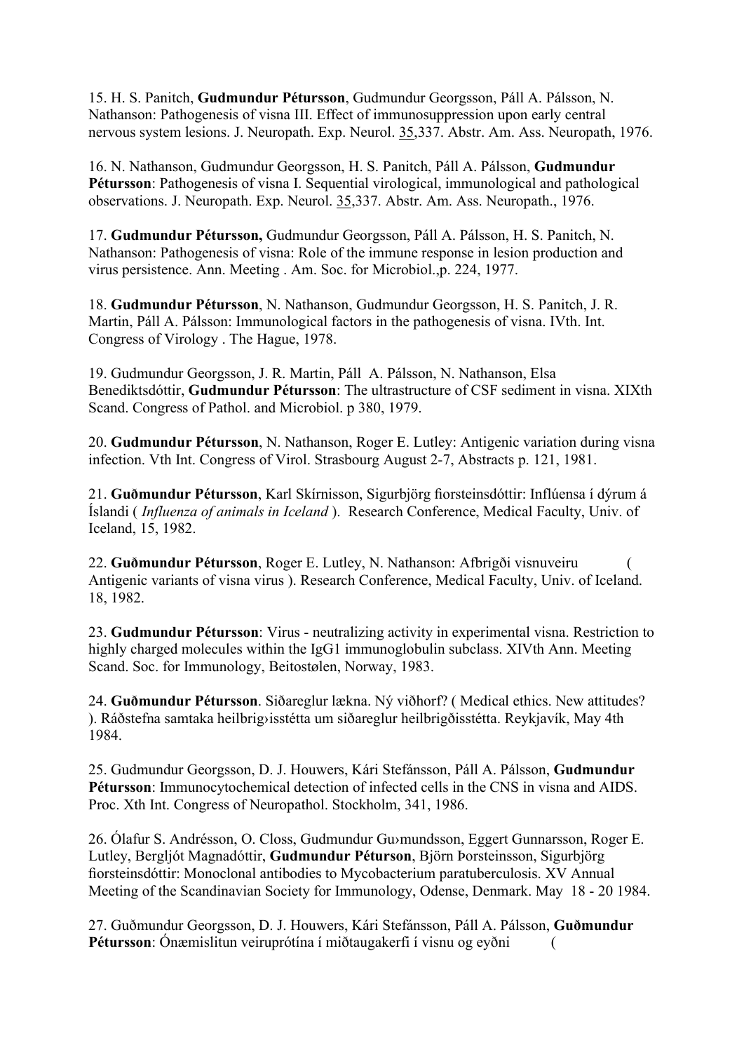15. H. S. Panitch, **Gudmundur Pétursson**, Gudmundur Georgsson, Páll A. Pálsson, N. Nathanson: Pathogenesis of visna III. Effect of immunosuppression upon early central nervous system lesions. J. Neuropath. Exp. Neurol. 35,337. Abstr. Am. Ass. Neuropath, 1976.

16. N. Nathanson, Gudmundur Georgsson, H. S. Panitch, Páll A. Pálsson, **Gudmundur Pétursson**: Pathogenesis of visna I. Sequential virological, immunological and pathological observations. J. Neuropath. Exp. Neurol. 35,337. Abstr. Am. Ass. Neuropath., 1976.

17. **Gudmundur Pétursson,** Gudmundur Georgsson, Páll A. Pálsson, H. S. Panitch, N. Nathanson: Pathogenesis of visna: Role of the immune response in lesion production and virus persistence. Ann. Meeting . Am. Soc. for Microbiol.,p. 224, 1977.

18. **Gudmundur Pétursson**, N. Nathanson, Gudmundur Georgsson, H. S. Panitch, J. R. Martin, Páll A. Pálsson: Immunological factors in the pathogenesis of visna. IVth. Int. Congress of Virology . The Hague, 1978.

19. Gudmundur Georgsson, J. R. Martin, Páll A. Pálsson, N. Nathanson, Elsa Benediktsdóttir, **Gudmundur Pétursson**: The ultrastructure of CSF sediment in visna. XIXth Scand. Congress of Pathol. and Microbiol. p 380, 1979.

20. **Gudmundur Pétursson**, N. Nathanson, Roger E. Lutley: Antigenic variation during visna infection. Vth Int. Congress of Virol. Strasbourg August 2-7, Abstracts p. 121, 1981.

21. **Guðmundur Pétursson**, Karl Skírnisson, Sigurbjörg fiorsteinsdóttir: Inflúensa í dýrum á Íslandi ( *Influenza of animals in Iceland* ). Research Conference, Medical Faculty, Univ. of Iceland, 15, 1982.

22. **Guðmundur Pétursson**, Roger E. Lutley, N. Nathanson: Afbrigði visnuveiru ( Antigenic variants of visna virus ). Research Conference, Medical Faculty, Univ. of Iceland. 18, 1982.

23. **Gudmundur Pétursson**: Virus - neutralizing activity in experimental visna. Restriction to highly charged molecules within the IgG1 immunoglobulin subclass. XIVth Ann. Meeting Scand. Soc. for Immunology, Beitostølen, Norway, 1983.

24. **Guðmundur Pétursson**. Siðareglur lækna. Ný viðhorf? ( Medical ethics. New attitudes? ). Ráðstefna samtaka heilbrig›isstétta um siðareglur heilbrigðisstétta. Reykjavík, May 4th 1984.

25. Gudmundur Georgsson, D. J. Houwers, Kári Stefánsson, Páll A. Pálsson, **Gudmundur Pétursson**: Immunocytochemical detection of infected cells in the CNS in visna and AIDS. Proc. Xth Int. Congress of Neuropathol. Stockholm, 341, 1986.

26. Ólafur S. Andrésson, O. Closs, Gudmundur Gu›mundsson, Eggert Gunnarsson, Roger E. Lutley, Bergljót Magnadóttir, **Gudmundur Péturson**, Björn Þorsteinsson, Sigurbjörg fiorsteinsdóttir: Monoclonal antibodies to Mycobacterium paratuberculosis. XV Annual Meeting of the Scandinavian Society for Immunology, Odense, Denmark. May 18 - 20 1984.

27. Guðmundur Georgsson, D. J. Houwers, Kári Stefánsson, Páll A. Pálsson, **Guðmundur Pétursson**: Ónæmislitun veiruprótína í miðtaugakerfi í visnu og eyðni (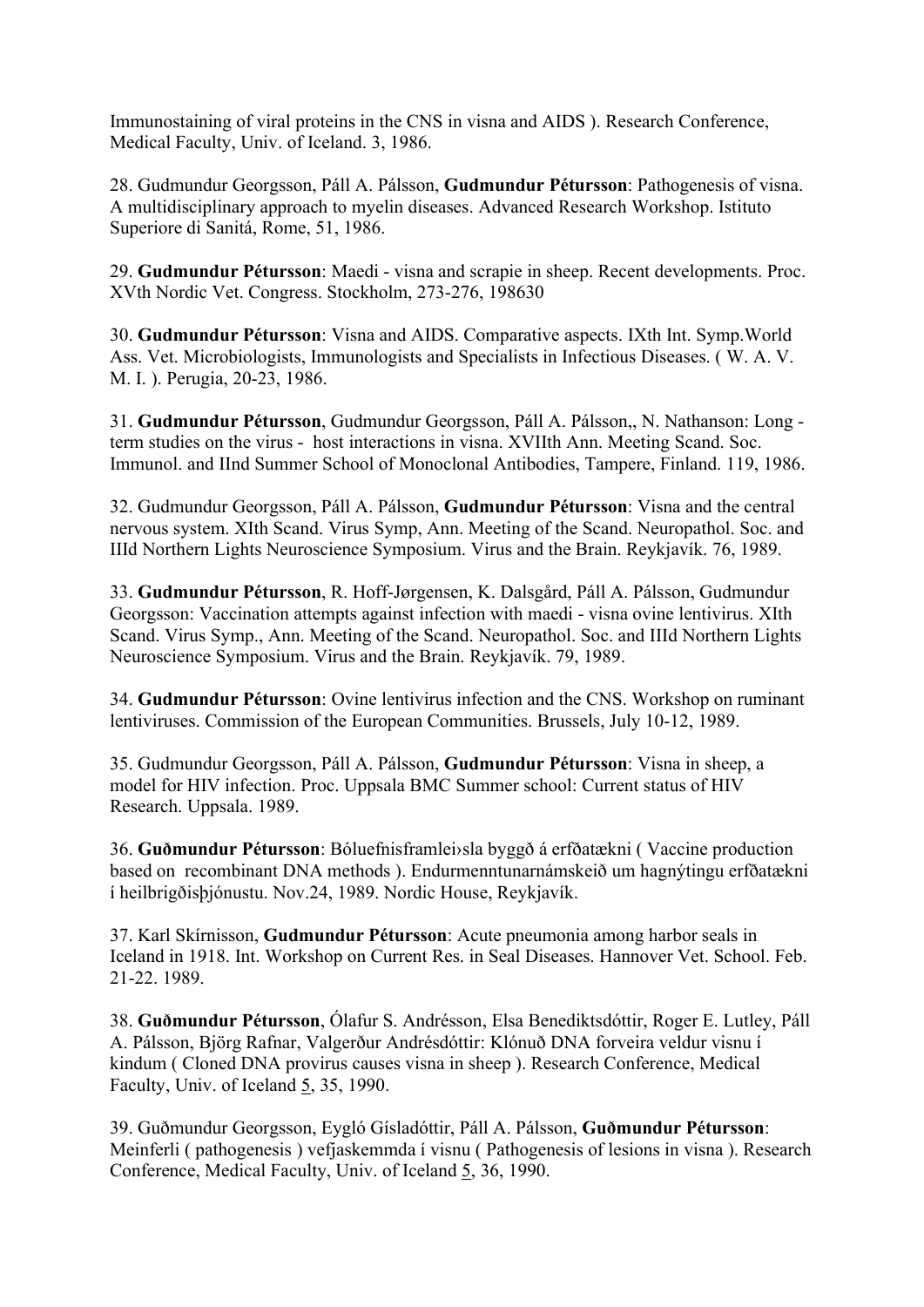Immunostaining of viral proteins in the CNS in visna and AIDS ). Research Conference, Medical Faculty, Univ. of Iceland. 3, 1986.

28. Gudmundur Georgsson, Páll A. Pálsson, **Gudmundur Pétursson**: Pathogenesis of visna. A multidisciplinary approach to myelin diseases. Advanced Research Workshop. Istituto Superiore di Sanitá, Rome, 51, 1986.

29. **Gudmundur Pétursson**: Maedi - visna and scrapie in sheep. Recent developments. Proc. XVth Nordic Vet. Congress. Stockholm, 273-276, 198630

30. **Gudmundur Pétursson**: Visna and AIDS. Comparative aspects. IXth Int. Symp.World Ass. Vet. Microbiologists, Immunologists and Specialists in Infectious Diseases. ( W. A. V. M. I. ). Perugia, 20-23, 1986.

31. **Gudmundur Pétursson**, Gudmundur Georgsson, Páll A. Pálsson,, N. Nathanson: Long - term studies on the virus - host interactions in visna. XVIIth Ann. Meeting Scand. Soc. Immunol. and IInd Summer School of Monoclonal Antibodies, Tampere, Finland. 119, 1986.

32. Gudmundur Georgsson, Páll A. Pálsson, **Gudmundur Pétursson**: Visna and the central nervous system. XIth Scand. Virus Symp, Ann. Meeting of the Scand. Neuropathol. Soc. and IIId Northern Lights Neuroscience Symposium. Virus and the Brain. Reykjavík. 76, 1989.

33. **Gudmundur Pétursson**, R. Hoff-Jørgensen, K. Dalsgård, Páll A. Pálsson, Gudmundur Georgsson: Vaccination attempts against infection with maedi - visna ovine lentivirus. XIth Scand. Virus Symp., Ann. Meeting of the Scand. Neuropathol. Soc. and IIId Northern Lights Neuroscience Symposium. Virus and the Brain. Reykjavík. 79, 1989.

34. **Gudmundur Pétursson**: Ovine lentivirus infection and the CNS. Workshop on ruminant lentiviruses. Commission of the European Communities. Brussels, July 10-12, 1989.

35. Gudmundur Georgsson, Páll A. Pálsson, **Gudmundur Pétursson**: Visna in sheep, a model for HIV infection. Proc. Uppsala BMC Summer school: Current status of HIV Research. Uppsala. 1989.

36. **Guðmundur Pétursson**: Bóluefnisframlei›sla byggð á erfðatækni ( Vaccine production based on recombinant DNA methods ). Endurmenntunarnámskeið um hagnýtingu erfðatækni í heilbrigðisþjónustu. Nov.24, 1989. Nordic House, Reykjavík.

37. Karl Skírnisson, **Gudmundur Pétursson**: Acute pneumonia among harbor seals in Iceland in 1918. Int. Workshop on Current Res. in Seal Diseases. Hannover Vet. School. Feb. 21-22. 1989.

38. **Guðmundur Pétursson**, Ólafur S. Andrésson, Elsa Benediktsdóttir, Roger E. Lutley, Páll A. Pálsson, Björg Rafnar, Valgerður Andrésdóttir: Klónuð DNA forveira veldur visnu í kindum ( Cloned DNA provirus causes visna in sheep ). Research Conference, Medical Faculty, Univ. of Iceland 5, 35, 1990.

39. Guðmundur Georgsson, Eygló Gísladóttir, Páll A. Pálsson, **Guðmundur Pétursson**: Meinferli ( pathogenesis ) vefjaskemmda í visnu ( Pathogenesis of lesions in visna ). Research Conference, Medical Faculty, Univ. of Iceland 5, 36, 1990.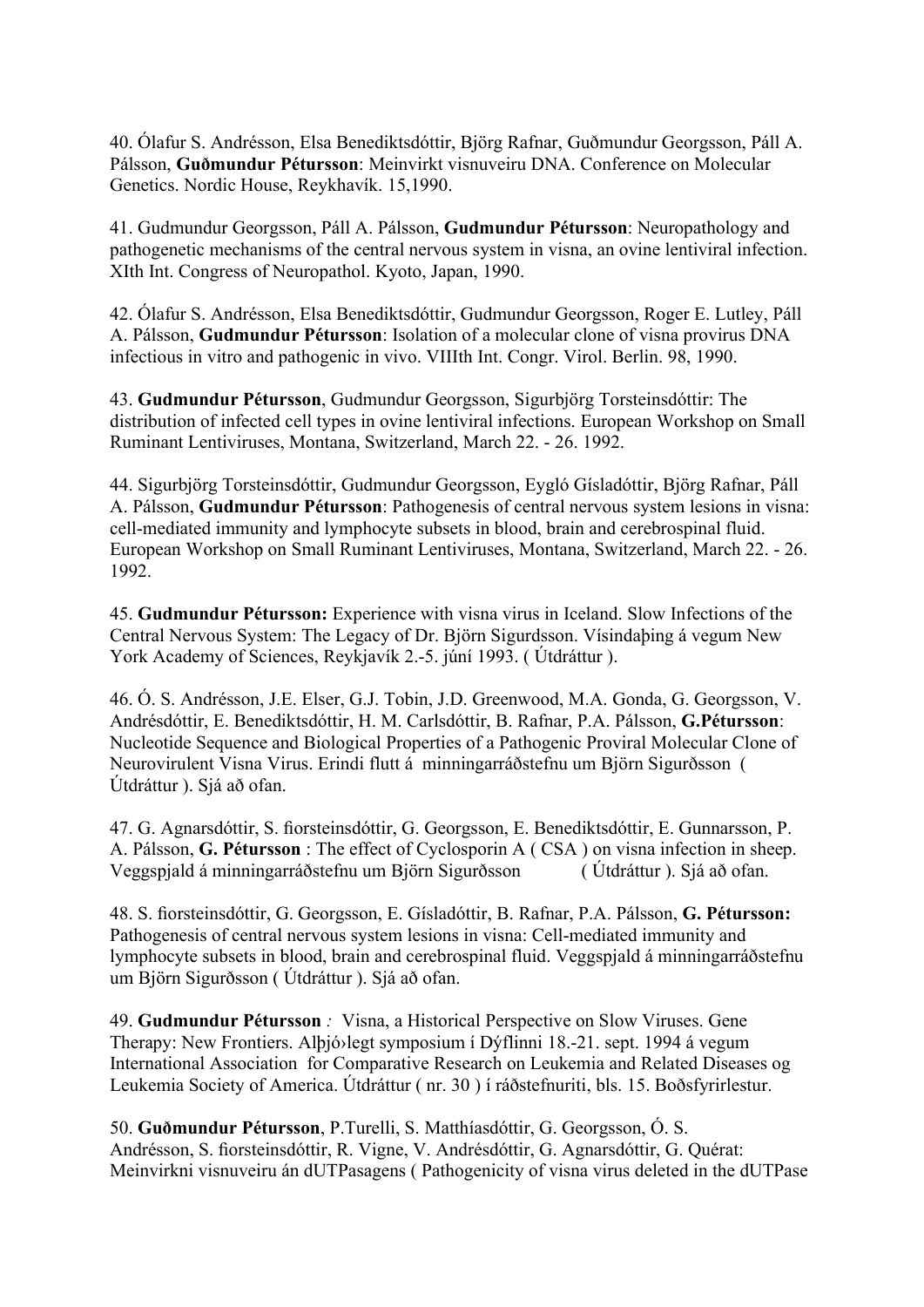40. Ólafur S. Andrésson, Elsa Benediktsdóttir, Björg Rafnar, Guðmundur Georgsson, Páll A. Pálsson, **Guðmundur Pétursson**: Meinvirkt visnuveiru DNA. Conference on Molecular Genetics. Nordic House, Reykhavík. 15,1990.

41. Gudmundur Georgsson, Páll A. Pálsson, **Gudmundur Pétursson**: Neuropathology and pathogenetic mechanisms of the central nervous system in visna, an ovine lentiviral infection. XIth Int. Congress of Neuropathol. Kyoto, Japan, 1990.

42. Ólafur S. Andrésson, Elsa Benediktsdóttir, Gudmundur Georgsson, Roger E. Lutley, Páll A. Pálsson, **Gudmundur Pétursson**: Isolation of a molecular clone of visna provirus DNA infectious in vitro and pathogenic in vivo. VIIIth Int. Congr. Virol. Berlin. 98, 1990.

43. **Gudmundur Pétursson**, Gudmundur Georgsson, Sigurbjörg Torsteinsdóttir: The distribution of infected cell types in ovine lentiviral infections. European Workshop on Small Ruminant Lentiviruses, Montana, Switzerland, March 22. - 26. 1992.

44. Sigurbjörg Torsteinsdóttir, Gudmundur Georgsson, Eygló Gísladóttir, Björg Rafnar, Páll A. Pálsson, **Gudmundur Pétursson**: Pathogenesis of central nervous system lesions in visna: cell-mediated immunity and lymphocyte subsets in blood, brain and cerebrospinal fluid. European Workshop on Small Ruminant Lentiviruses, Montana, Switzerland, March 22. - 26. 1992.

45. **Gudmundur Pétursson:** Experience with visna virus in Iceland. Slow Infections of the Central Nervous System: The Legacy of Dr. Björn Sigurdsson. Vísindaþing á vegum New York Academy of Sciences, Reykjavík 2.-5. júní 1993. ( Útdráttur ).

46. Ó. S. Andrésson, J.E. Elser, G.J. Tobin, J.D. Greenwood, M.A. Gonda, G. Georgsson, V. Andrésdóttir, E. Benediktsdóttir, H. M. Carlsdóttir, B. Rafnar, P.A. Pálsson, **G.Pétursson**: Nucleotide Sequence and Biological Properties of a Pathogenic Proviral Molecular Clone of Neurovirulent Visna Virus. Erindi flutt á minningarráðstefnu um Björn Sigurðsson ( Útdráttur ). Sjá að ofan.

47. G. Agnarsdóttir, S. fiorsteinsdóttir, G. Georgsson, E. Benediktsdóttir, E. Gunnarsson, P. A. Pálsson, **G. Pétursson** : The effect of Cyclosporin A ( CSA ) on visna infection in sheep. Veggspjald á minningarráðstefnu um Björn Sigurðsson ( Útdráttur ). Sjá að ofan.

48. S. fiorsteinsdóttir, G. Georgsson, E. Gísladóttir, B. Rafnar, P.A. Pálsson, **G. Pétursson:** Pathogenesis of central nervous system lesions in visna: Cell-mediated immunity and lymphocyte subsets in blood, brain and cerebrospinal fluid. Veggspjald á minningarráðstefnu um Björn Sigurðsson ( Útdráttur ). Sjá að ofan.

49. **Gudmundur Pétursson** *:* Visna, a Historical Perspective on Slow Viruses. Gene Therapy: New Frontiers. Alþjó›legt symposium í Dýflinni 18.-21. sept. 1994 á vegum International Association for Comparative Research on Leukemia and Related Diseases og Leukemia Society of America. Útdráttur ( nr. 30 ) í ráðstefnuriti, bls. 15. Boðsfyrirlestur.

50. **Guðmundur Pétursson**, P.Turelli, S. Matthíasdóttir, G. Georgsson, Ó. S. Andrésson, S. fiorsteinsdóttir, R. Vigne, V. Andrésdóttir, G. Agnarsdóttir, G. Quérat: Meinvirkni visnuveiru án dUTPasagens ( Pathogenicity of visna virus deleted in the dUTPase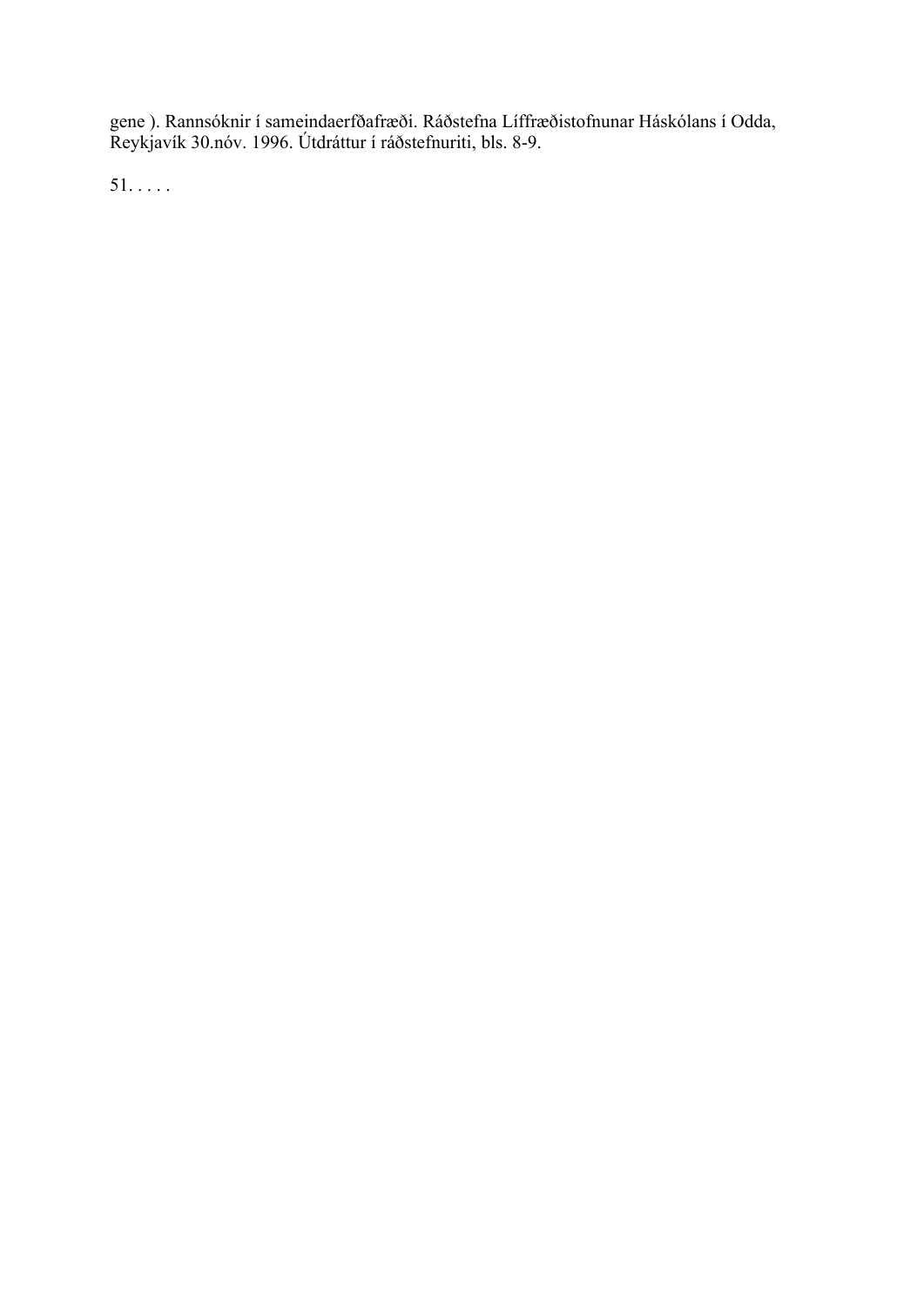gene ). Rannsóknir í sameindaerfðafræði. Ráðstefna Líffræðistofnunar Háskólans í Odda, Reykjavík 30.nóv. 1996. Útdráttur í ráðstefnuriti, bls. 8-9.

51. . . . .